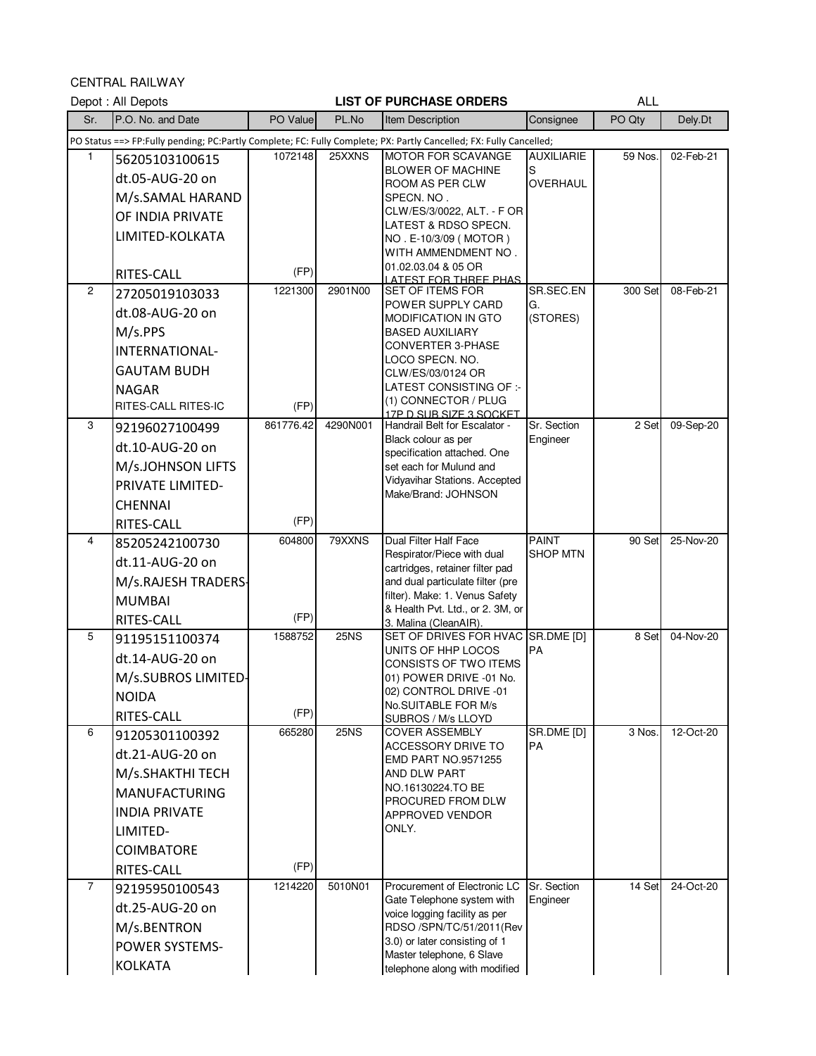CENTRAL RAILWAY

Depot : All Depots

**LIST OF PURCHASE ORDERS**

ALL

| Sr. | P.O. No. and Date | PO Value | PL.No | Item Description | Consignee | PO Qty | Dely.Dt |
|---|---|---|---|---|---|---|---|
| PO Status ==> FP:Fully pending; PC:Partly Complete; FC: Fully Complete; PX: Partly Cancelled; FX: Fully Cancelled; | | | | | | | |
| 1 | 56205103100615 dt.05-AUG-20 on M/s.SAMAL HARAND OF INDIA PRIVATE LIMITED-KOLKATA RITES-CALL | 1072148 (FP) | 25XXNS | MOTOR FOR SCAVANGE BLOWER OF MACHINE ROOM AS PER CLW SPECN. NO . CLW/ES/3/0022, ALT. - F OR LATEST & RDSO SPECN. NO . E-10/3/09 ( MOTOR ) WITH AMMENDMENT NO . 01.02.03.04 & 05 OR LATEST FOR THREE PHAS | AUXILIARIES OVERHAUL | 59 Nos. | 02-Feb-21 |
| 2 | 27205019103033 dt.08-AUG-20 on M/s.PPS INTERNATIONAL-GAUTAM BUDH NAGAR RITES-CALL RITES-IC | 1221300 (FP) | 2901N00 | SET OF ITEMS FOR POWER SUPPLY CARD MODIFICATION IN GTO BASED AUXILIARY CONVERTER 3-PHASE LOCO SPECN. NO. CLW/ES/03/0124 OR LATEST CONSISTING OF :- (1) CONNECTOR / PLUG 17P D SUB SIZE 3 SOCKET | SR.SEC.ENG. (STORES) | 300 Set | 08-Feb-21 |
| 3 | 92196027100499 dt.10-AUG-20 on M/s.JOHNSON LIFTS PRIVATE LIMITED-CHENNAI RITES-CALL | 861776.42 (FP) | 4290N001 | Handrail Belt for Escalator - Black colour as per specification attached. One set each for Mulund and Vidyavihar Stations. Accepted Make/Brand: JOHNSON | Sr. Section Engineer | 2 Set | 09-Sep-20 |
| 4 | 85205242100730 dt.11-AUG-20 on M/s.RAJESH TRADERS-MUMBAI RITES-CALL | 604800 (FP) | 79XXNS | Dual Filter Half Face Respirator/Piece with dual cartridges, retainer filter pad and dual particulate filter (pre filter). Make: 1. Venus Safety & Health Pvt. Ltd., or 2. 3M, or 3. Malina (CleanAIR). | PAINT SHOP MTN | 90 Set | 25-Nov-20 |
| 5 | 91195151100374 dt.14-AUG-20 on M/s.SUBROS LIMITED-NOIDA RITES-CALL | 1588752 (FP) | 25NS | SET OF DRIVES FOR HVAC UNITS OF HHP LOCOS CONSISTS OF TWO ITEMS 01) POWER DRIVE -01 No. 02) CONTROL DRIVE -01 No.SUITABLE FOR M/s SUBROS / M/s LLOYD | SR.DME [D] PA | 8 Set | 04-Nov-20 |
| 6 | 91205301100392 dt.21-AUG-20 on M/s.SHAKTHI TECH MANUFACTURING INDIA PRIVATE LIMITED-COIMBATORE RITES-CALL | 665280 (FP) | 25NS | COVER ASSEMBLY ACCESSORY DRIVE TO EMD PART NO.9571255 AND DLW PART NO.16130224.TO BE PROCURED FROM DLW APPROVED VENDOR ONLY. | SR.DME [D] PA | 3 Nos. | 12-Oct-20 |
| 7 | 92195950100543 dt.25-AUG-20 on M/s.BENTRON POWER SYSTEMS-KOLKATA | 1214220 | 5010N01 | Procurement of Electronic LC Gate Telephone system with voice logging facility as per RDSO /SPN/TC/51/2011(Rev 3.0) or later consisting of 1 Master telephone, 6 Slave telephone along with modified | Sr. Section Engineer | 14 Set | 24-Oct-20 |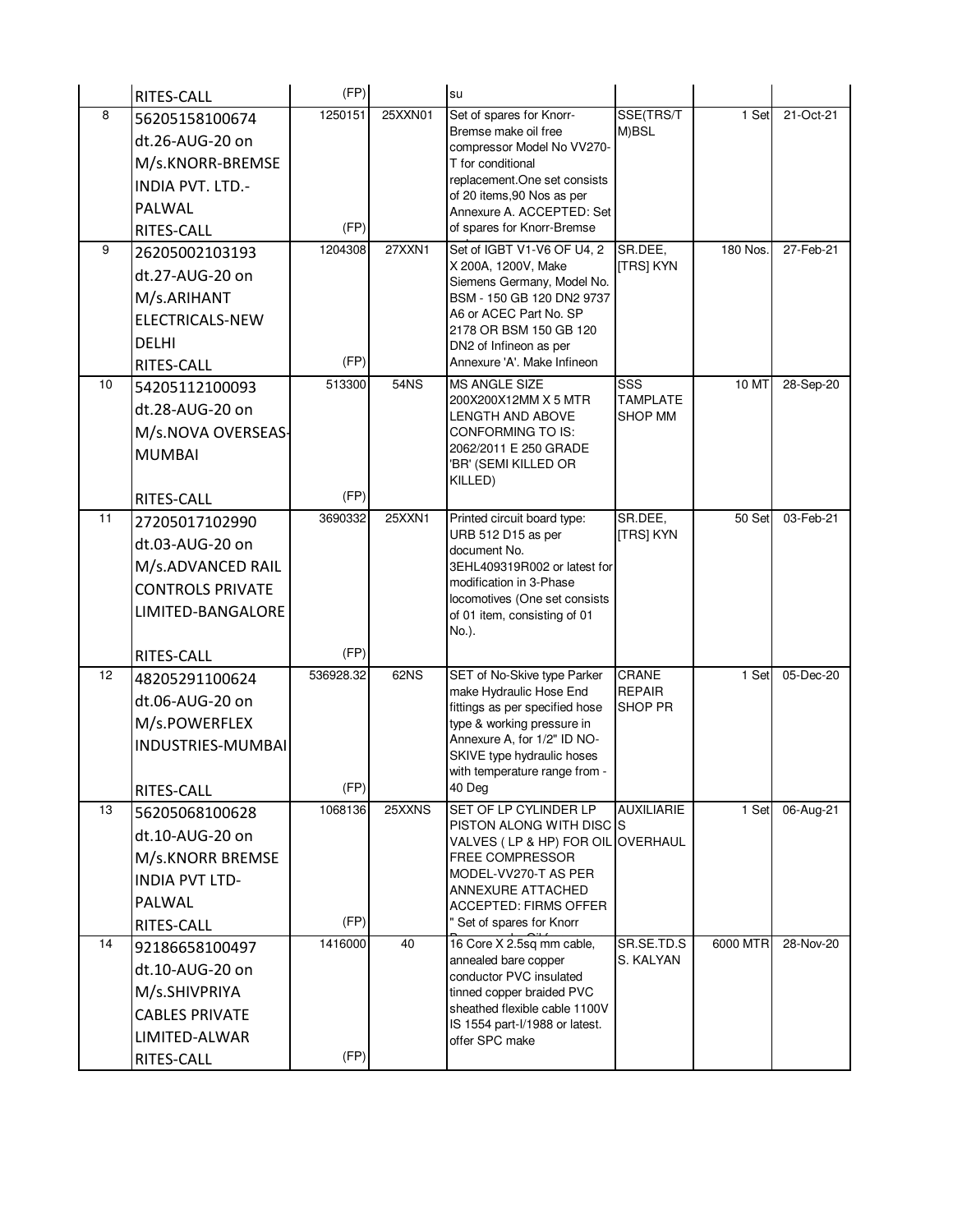| | | | | | | | |
|---|---|---|---|---|---|---|---|
| | RITES-CALL | (FP) | | su | | | |
| 8 | 56205158100674 dt.26-AUG-20 on M/s.KNORR-BREMSE INDIA PVT. LTD.-PALWAL RITES-CALL | 1250151 (FP) | 25XXN01 | Set of spares for Knorr-Bremse make oil free compressor Model No VV270-T for conditional replacement.One set consists of 20 items,90 Nos as per Annexure A. ACCEPTED: Set of spares for Knorr-Bremse | SSE(TRS/TM)BSL | 1 Set | 21-Oct-21 |
| 9 | 26205002103193 dt.27-AUG-20 on M/s.ARIHANT ELECTRICALS-NEW DELHI RITES-CALL | 1204308 (FP) | 27XXN1 | Set of IGBT V1-V6 OF U4, 2 X 200A, 1200V, Make Siemens Germany, Model No. BSM - 150 GB 120 DN2 9737 A6 or ACEC Part No. SP 2178 OR BSM 150 GB 120 DN2 of Infineon as per Annexure 'A'. Make Infineon | SR.DEE, [TRS] KYN | 180 Nos. | 27-Feb-21 |
| 10 | 54205112100093 dt.28-AUG-20 on M/s.NOVA OVERSEAS-MUMBAI RITES-CALL | 513300 (FP) | 54NS | MS ANGLE SIZE 200X200X12MM X 5 MTR LENGTH AND ABOVE CONFORMING TO IS: 2062/2011 E 250 GRADE 'BR' (SEMI KILLED OR KILLED) | SSS TAMPLATE SHOP MM | 10 MT | 28-Sep-20 |
| 11 | 27205017102990 dt.03-AUG-20 on M/s.ADVANCED RAIL CONTROLS PRIVATE LIMITED-BANGALORE RITES-CALL | 3690332 (FP) | 25XXN1 | Printed circuit board type: URB 512 D15 as per document No. 3EHL409319R002 or latest for modification in 3-Phase locomotives (One set consists of 01 item, consisting of 01 No.). | SR.DEE, [TRS] KYN | 50 Set | 03-Feb-21 |
| 12 | 48205291100624 dt.06-AUG-20 on M/s.POWERFLEX INDUSTRIES-MUMBAI RITES-CALL | 536928.32 (FP) | 62NS | SET of No-Skive type Parker make Hydraulic Hose End fittings as per specified hose type & working pressure in Annexure A, for 1/2" ID NO-SKIVE type hydraulic hoses with temperature range from -40 Deg | CRANE REPAIR SHOP PR | 1 Set | 05-Dec-20 |
| 13 | 56205068100628 dt.10-AUG-20 on M/s.KNORR BREMSE INDIA PVT LTD-PALWAL RITES-CALL | 1068136 (FP) | 25XXNS | SET OF LP CYLINDER LP PISTON ALONG WITH DISC VALVES ( LP & HP) FOR OIL FREE COMPRESSOR MODEL-VV270-T AS PER ANNEXURE ATTACHED ACCEPTED: FIRMS OFFER " Set of spares for Knorr | AUXILIARIES OVERHAUL | 1 Set | 06-Aug-21 |
| 14 | 92186658100497 dt.10-AUG-20 on M/s.SHIVPRIYA CABLES PRIVATE LIMITED-ALWAR RITES-CALL | 1416000 (FP) | 40 | 16 Core X 2.5sq mm cable, annealed bare copper conductor PVC insulated tinned copper braided PVC sheathed flexible cable 1100V IS 1554 part-I/1988 or latest. offer SPC make | SR.SE.TD.SS. KALYAN | 6000 MTR | 28-Nov-20 |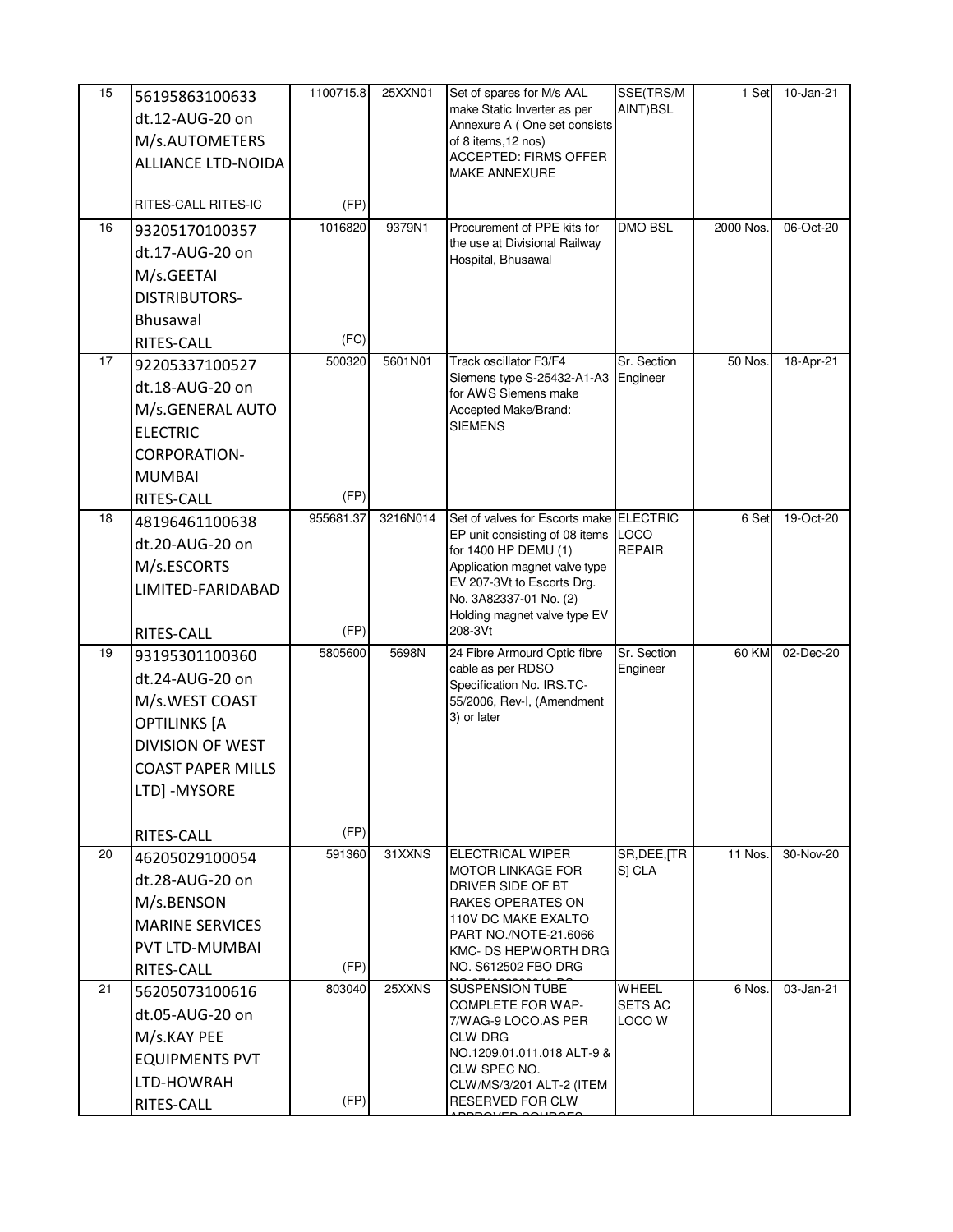| 15 | 56195863100633 dt.12-AUG-20 on M/s.AUTOMETERS ALLIANCE LTD-NOIDA<br><br>RITES-CALL RITES-IC | 1100715.8<br><br>(FP) | 25XXN01 | Set of spares for M/s AAL make Static Inverter as per Annexure A ( One set consists of 8 items,12 nos) ACCEPTED: FIRMS OFFER MAKE ANNEXURE | SSE(TRS/M AINT)BSL | 1 Set | 10-Jan-21 |
|---|---|---|---|---|---|---|---|
| 16 | 93205170100357 dt.17-AUG-20 on M/s.GEETAI DISTRIBUTORS-Bhusawal<br>RITES-CALL | 1016820<br><br>(FC) | 9379N1 | Procurement of PPE kits for the use at Divisional Railway Hospital, Bhusawal | DMO BSL | 2000 Nos. | 06-Oct-20 |
| 17 | 92205337100527 dt.18-AUG-20 on M/s.GENERAL AUTO ELECTRIC CORPORATION-MUMBAI<br>RITES-CALL | 500320<br><br>(FP) | 5601N01 | Track oscillator F3/F4 Siemens type S-25432-A1-A3 for AWS Siemens make Accepted Make/Brand: SIEMENS | Sr. Section Engineer | 50 Nos. | 18-Apr-21 |
| 18 | 48196461100638 dt.20-AUG-20 on M/s.ESCORTS LIMITED-FARIDABAD<br><br>RITES-CALL | 955681.37<br><br>(FP) | 3216N014 | Set of valves for Escorts make EP unit consisting of 08 items for 1400 HP DEMU (1) Application magnet valve type EV 207-3Vt to Escorts Drg. No. 3A82337-01 No. (2) Holding magnet valve type EV 208-3Vt | ELECTRIC LOCO REPAIR | 6 Set | 19-Oct-20 |
| 19 | 93195301100360 dt.24-AUG-20 on M/s.WEST COAST OPTILINKS [A DIVISION OF WEST COAST PAPER MILLS LTD] -MYSORE<br><br>RITES-CALL | 5805600<br><br>(FP) | 5698N | 24 Fibre Armourd Optic fibre cable as per RDSO Specification No. IRS.TC-55/2006, Rev-I, (Amendment 3) or later | Sr. Section Engineer | 60 KM | 02-Dec-20 |
| 20 | 46205029100054 dt.28-AUG-20 on M/s.BENSON MARINE SERVICES PVT LTD-MUMBAI<br>RITES-CALL | 591360<br><br>(FP) | 31XXNS | ELECTRICAL WIPER MOTOR LINKAGE FOR DRIVER SIDE OF BT RAKES OPERATES ON 110V DC MAKE EXALTO PART NO./NOTE-21.6066 KMC- DS HEPWORTH DRG NO. S612502 FBO DRG | SR,DEE,[TR S] CLA | 11 Nos. | 30-Nov-20 |
| 21 | 56205073100616 dt.05-AUG-20 on M/s.KAY PEE EQUIPMENTS PVT LTD-HOWRAH<br>RITES-CALL | 803040<br><br>(FP) | 25XXNS | SUSPENSION TUBE COMPLETE FOR WAP-7/WAG-9 LOCO.AS PER CLW DRG NO.1209.01.011.018 ALT-9 & CLW SPEC NO. CLW/MS/3/201 ALT-2 (ITEM RESERVED FOR CLW | WHEEL SETS AC LOCO W | 6 Nos. | 03-Jan-21 |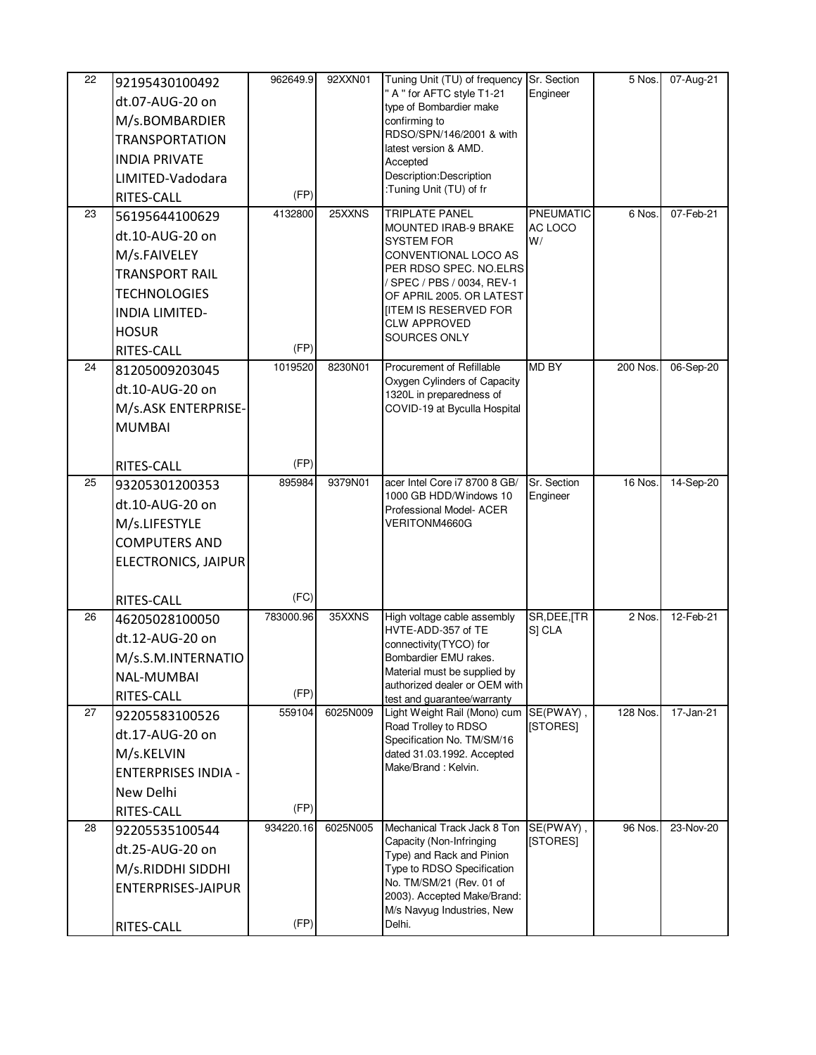| 22 | 92195430100492 dt.07-AUG-20 on M/s.BOMBARDIER TRANSPORTATION INDIA PRIVATE LIMITED-Vadodara RITES-CALL | 962649.9 (FP) | 92XXN01 | Tuning Unit (TU) of frequency " A " for AFTC style T1-21 type of Bombardier make confirming to RDSO/SPN/146/2001 & with latest version & AMD. Accepted Description:Description :Tuning Unit (TU) of fr | Sr. Section Engineer | 5 Nos. | 07-Aug-21 |
|---|---|---|---|---|---|---|---|
| 23 | 56195644100629 dt.10-AUG-20 on M/s.FAIVELEY TRANSPORT RAIL TECHNOLOGIES INDIA LIMITED-HOSUR RITES-CALL | 4132800 (FP) | 25XXNS | TRIPLATE PANEL MOUNTED IRAB-9 BRAKE SYSTEM FOR CONVENTIONAL LOCO AS PER RDSO SPEC. NO.ELRS / SPEC / PBS / 0034, REV-1 OF APRIL 2005. OR LATEST [ITEM IS RESERVED FOR CLW APPROVED SOURCES ONLY | PNEUMATIC AC LOCO W/ | 6 Nos. | 07-Feb-21 |
| 24 | 81205009203045 dt.10-AUG-20 on M/s.ASK ENTERPRISE-MUMBAI RITES-CALL | 1019520 (FP) | 8230N01 | Procurement of Refillable Oxygen Cylinders of Capacity 1320L in preparedness of COVID-19 at Byculla Hospital | MD BY | 200 Nos. | 06-Sep-20 |
| 25 | 93205301200353 dt.10-AUG-20 on M/s.LIFESTYLE COMPUTERS AND ELECTRONICS, JAIPUR RITES-CALL | 895984 (FC) | 9379N01 | acer Intel Core i7 8700 8 GB/ 1000 GB HDD/Windows 10 Professional Model- ACER VERITONM4660G | Sr. Section Engineer | 16 Nos. | 14-Sep-20 |
| 26 | 46205028100050 dt.12-AUG-20 on M/s.S.M.INTERNATIONAL-MUMBAI RITES-CALL | 783000.96 (FP) | 35XXNS | High voltage cable assembly HVTE-ADD-357 of TE connectivity(TYCO) for Bombardier EMU rakes. Material must be supplied by authorized dealer or OEM with test and guarantee/warranty | SR,DEE,[TRS] CLA | 2 Nos. | 12-Feb-21 |
| 27 | 92205583100526 dt.17-AUG-20 on M/s.KELVIN ENTERPRISES INDIA - New Delhi RITES-CALL | 559104 (FP) | 6025N009 | Light Weight Rail (Mono) cum Road Trolley to RDSO Specification No. TM/SM/16 dated 31.03.1992. Accepted Make/Brand : Kelvin. | SE(PWAY) , [STORES] | 128 Nos. | 17-Jan-21 |
| 28 | 92205535100544 dt.25-AUG-20 on M/s.RIDDHI SIDDHI ENTERPRISES-JAIPUR RITES-CALL | 934220.16 (FP) | 6025N005 | Mechanical Track Jack 8 Ton Capacity (Non-Infringing Type) and Rack and Pinion Type to RDSO Specification No. TM/SM/21 (Rev. 01 of 2003). Accepted Make/Brand: M/s Navyug Industries, New Delhi. | SE(PWAY) , [STORES] | 96 Nos. | 23-Nov-20 |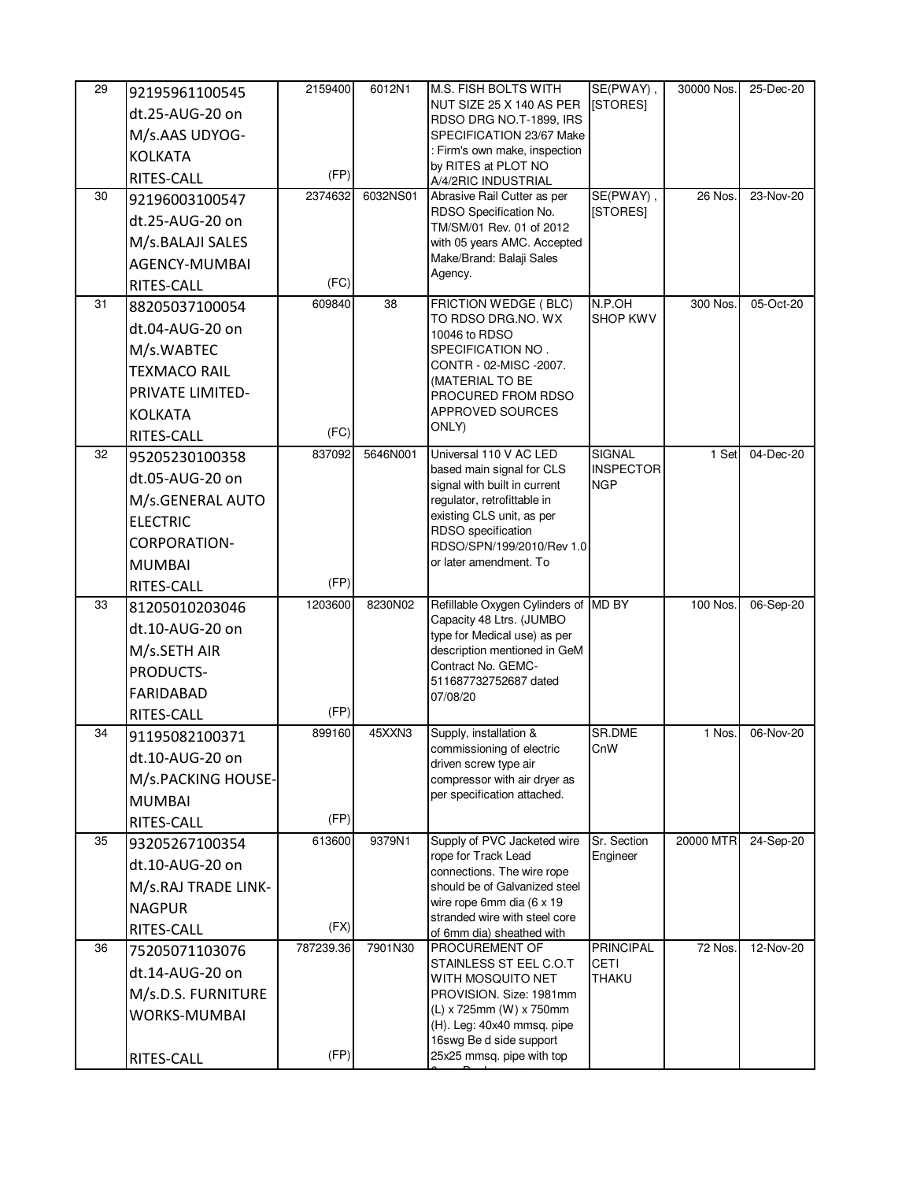| 29 | 92195961100545 dt.25-AUG-20 on M/s.AAS UDYOG-KOLKATA RITES-CALL | 2159400 (FP) | 6012N1 | M.S. FISH BOLTS WITH NUT SIZE 25 X 140 AS PER RDSO DRG NO.T-1899, IRS SPECIFICATION 23/67 Make : Firm's own make, inspection by RITES at PLOT NO A/4/2RIC INDUSTRIAL | SE(PWAY), [STORES] | 30000 Nos. | 25-Dec-20 |
|---|---|---|---|---|---|---|---|
| 30 | 92196003100547 dt.25-AUG-20 on M/s.BALAJI SALES AGENCY-MUMBAI RITES-CALL | 2374632 (FC) | 6032NS01 | Abrasive Rail Cutter as per RDSO Specification No. TM/SM/01 Rev. 01 of 2012 with 05 years AMC. Accepted Make/Brand: Balaji Sales Agency. | SE(PWAY), [STORES] | 26 Nos. | 23-Nov-20 |
| 31 | 88205037100054 dt.04-AUG-20 on M/s.WABTEC TEXMACO RAIL PRIVATE LIMITED-KOLKATA RITES-CALL | 609840 (FC) | 38 | FRICTION WEDGE ( BLC) TO RDSO DRG.NO. WX 10046 to RDSO SPECIFICATION NO . CONTR - 02-MISC -2007. (MATERIAL TO BE PROCURED FROM RDSO APPROVED SOURCES ONLY) | N.P.OH SHOP KWV | 300 Nos. | 05-Oct-20 |
| 32 | 95205230100358 dt.05-AUG-20 on M/s.GENERAL AUTO ELECTRIC CORPORATION-MUMBAI RITES-CALL | 837092 (FP) | 5646N001 | Universal 110 V AC LED based main signal for CLS signal with built in current regulator, retrofittable in existing CLS unit, as per RDSO specification RDSO/SPN/199/2010/Rev 1.0 or later amendment. To | SIGNAL INSPECTOR NGP | 1 Set | 04-Dec-20 |
| 33 | 81205010203046 dt.10-AUG-20 on M/s.SETH AIR PRODUCTS-FARIDABAD RITES-CALL | 1203600 (FP) | 8230N02 | Refillable Oxygen Cylinders of Capacity 48 Ltrs. (JUMBO type for Medical use) as per description mentioned in GeM Contract No. GEMC-511687732752687 dated 07/08/20 | MD BY | 100 Nos. | 06-Sep-20 |
| 34 | 91195082100371 dt.10-AUG-20 on M/s.PACKING HOUSE-MUMBAI RITES-CALL | 899160 (FP) | 45XXN3 | Supply, installation & commissioning of electric driven screw type air compressor with air dryer as per specification attached. | SR.DME CnW | 1 Nos. | 06-Nov-20 |
| 35 | 93205267100354 dt.10-AUG-20 on M/s.RAJ TRADE LINK-NAGPUR RITES-CALL | 613600 (FX) | 9379N1 | Supply of PVC Jacketed wire rope for Track Lead connections. The wire rope should be of Galvanized steel wire rope 6mm dia (6 x 19 stranded wire with steel core of 6mm dia) sheathed with | Sr. Section Engineer | 20000 MTR | 24-Sep-20 |
| 36 | 75205071103076 dt.14-AUG-20 on M/s.D.S. FURNITURE WORKS-MUMBAI RITES-CALL | 787239.36 (FP) | 7901N30 | PROCUREMENT OF STAINLESS ST EEL C.O.T WITH MOSQUITO NET PROVISION. Size: 1981mm (L) x 725mm (W) x 750mm (H). Leg: 40x40 mmsq. pipe 16swg Be d side support 25x25 mmsq. pipe with top | PRINCIPAL CETI THAKU | 72 Nos. | 12-Nov-20 |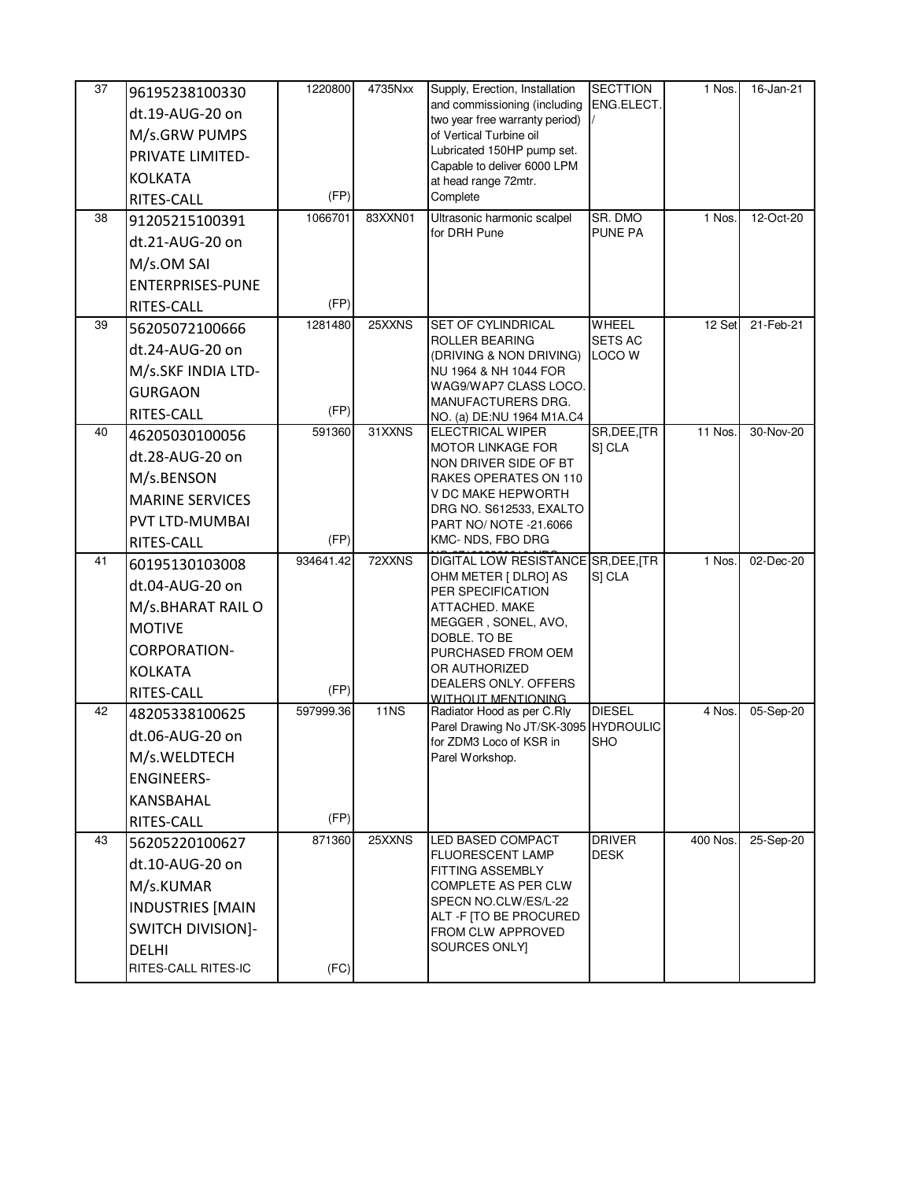| 37 | 96195238100330 dt.19-AUG-20 on M/s.GRW PUMPS PRIVATE LIMITED-KOLKATA RITES-CALL | 1220800 (FP) | 4735Nxx | Supply, Erection, Installation and commissioning (including two year free warranty period) of Vertical Turbine oil Lubricated 150HP pump set. Capable to deliver 6000 LPM at head range 72mtr. Complete | SECTTION ENG.ELECT. / | 1 Nos. | 16-Jan-21 |
|---|---|---|---|---|---|---|---|
| 38 | 91205215100391 dt.21-AUG-20 on M/s.OM SAI ENTERPRISES-PUNE RITES-CALL | 1066701 (FP) | 83XXN01 | Ultrasonic harmonic scalpel for DRH Pune | SR. DMO PUNE PA | 1 Nos. | 12-Oct-20 |
| 39 | 56205072100666 dt.24-AUG-20 on M/s.SKF INDIA LTD-GURGAON RITES-CALL | 1281480 (FP) | 25XXNS | SET OF CYLINDRICAL ROLLER BEARING (DRIVING & NON DRIVING) NU 1964 & NH 1044 FOR WAG9/WAP7 CLASS LOCO. MANUFACTURERS DRG. NO. (a) DE:NU 1964 M1A.C4 | WHEEL SETS AC LOCO W | 12 Set | 21-Feb-21 |
| 40 | 46205030100056 dt.28-AUG-20 on M/s.BENSON MARINE SERVICES PVT LTD-MUMBAI RITES-CALL | 591360 (FP) | 31XXNS | ELECTRICAL WIPER MOTOR LINKAGE FOR NON DRIVER SIDE OF BT RAKES OPERATES ON 110 V DC MAKE HEPWORTH DRG NO. S612533, EXALTO PART NO/ NOTE -21.6066 KMC- NDS, FBO DRG | SR,DEE,[TR S] CLA | 11 Nos. | 30-Nov-20 |
| 41 | 60195130103008 dt.04-AUG-20 on M/s.BHARAT RAIL O MOTIVE CORPORATION-KOLKATA RITES-CALL | 934641.42 (FP) | 72XXNS | DIGITAL LOW RESISTANCE OHM METER [ DLRO] AS PER SPECIFICATION ATTACHED. MAKE MEGGER , SONEL, AVO, DOBLE. TO BE PURCHASED FROM OEM OR AUTHORIZED DEALERS ONLY. OFFERS WITHOUT MENTIONING | SR,DEE,[TR S] CLA | 1 Nos. | 02-Dec-20 |
| 42 | 48205338100625 dt.06-AUG-20 on M/s.WELDTECH ENGINEERS-KANSBAHAL RITES-CALL | 597999.36 (FP) | 11NS | Radiator Hood as per C.Rly Parel Drawing No JT/SK-3095 for ZDM3 Loco of KSR in Parel Workshop. | DIESEL HYDROULIC SHO | 4 Nos. | 05-Sep-20 |
| 43 | 56205220100627 dt.10-AUG-20 on M/s.KUMAR INDUSTRIES [MAIN SWITCH DIVISION]-DELHI RITES-CALL RITES-IC | 871360 (FC) | 25XXNS | LED BASED COMPACT FLUORESCENT LAMP FITTING ASSEMBLY COMPLETE AS PER CLW SPECN NO.CLW/ES/L-22 ALT -F [TO BE PROCURED FROM CLW APPROVED SOURCES ONLY] | DRIVER DESK | 400 Nos. | 25-Sep-20 |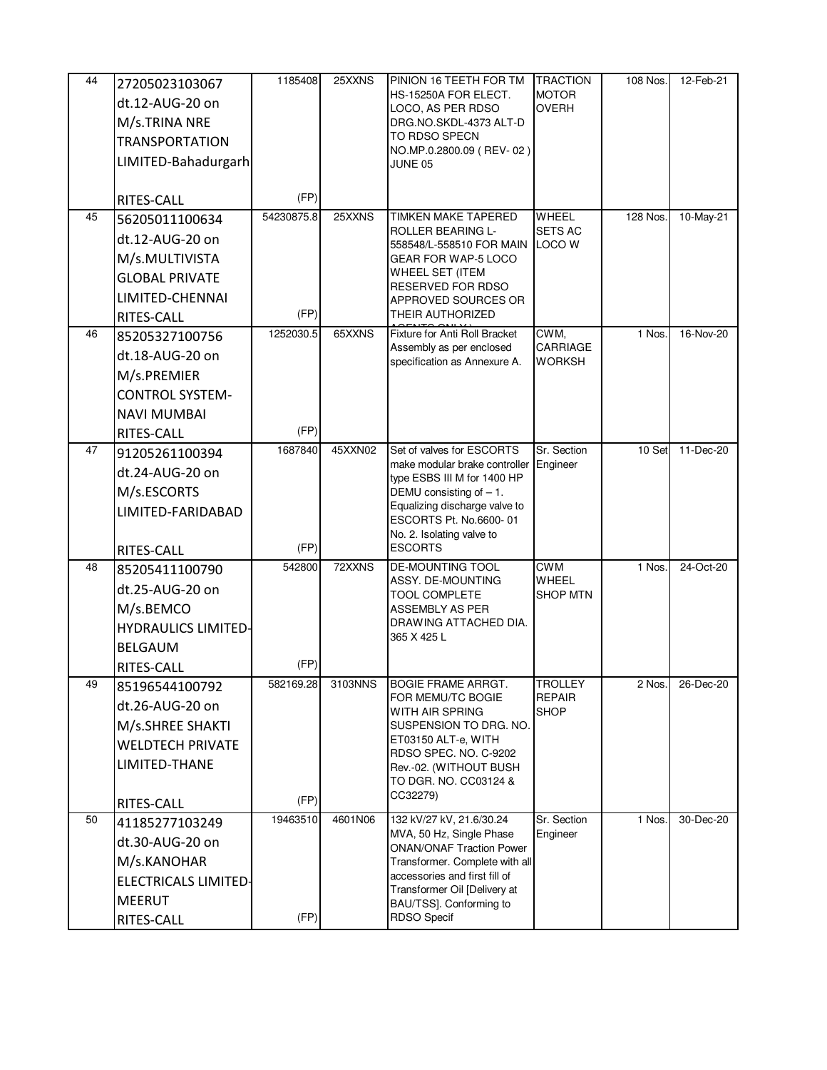| 44 | 27205023103067 dt.12-AUG-20 on M/s.TRINA NRE TRANSPORTATION LIMITED-Bahadurgarh RITES-CALL | 1185408 (FP) | 25XXNS | PINION 16 TEETH FOR TM HS-15250A FOR ELECT. LOCO, AS PER RDSO DRG.NO.SKDL-4373 ALT-D TO RDSO SPECN NO.MP.0.2800.09 ( REV- 02 ) JUNE 05 | TRACTION MOTOR OVERH | 108 Nos. | 12-Feb-21 |
|---|---|---|---|---|---|---|---|
| 45 | 56205011100634 dt.12-AUG-20 on M/s.MULTIVISTA GLOBAL PRIVATE LIMITED-CHENNAI RITES-CALL | 54230875.8 (FP) | 25XXNS | TIMKEN MAKE TAPERED ROLLER BEARING L-558548/L-558510 FOR MAIN GEAR FOR WAP-5 LOCO WHEEL SET (ITEM RESERVED FOR RDSO APPROVED SOURCES OR THEIR AUTHORIZED AGENTS ONLY) | WHEEL SETS AC LOCO W | 128 Nos. | 10-May-21 |
| 46 | 85205327100756 dt.18-AUG-20 on M/s.PREMIER CONTROL SYSTEM-NAVI MUMBAI RITES-CALL | 1252030.5 (FP) | 65XXNS | Fixture for Anti Roll Bracket Assembly as per enclosed specification as Annexure A. | CWM, CARRIAGE WORKSH | 1 Nos. | 16-Nov-20 |
| 47 | 91205261100394 dt.24-AUG-20 on M/s.ESCORTS LIMITED-FARIDABAD RITES-CALL | 1687840 (FP) | 45XXN02 | Set of valves for ESCORTS make modular brake controller type ESBS III M for 1400 HP DEMU consisting of – 1. Equalizing discharge valve to ESCORTS Pt. No.6600- 01 No. 2. Isolating valve to ESCORTS | Sr. Section Engineer | 10 Set | 11-Dec-20 |
| 48 | 85205411100790 dt.25-AUG-20 on M/s.BEMCO HYDRAULICS LIMITED-BELGAUM RITES-CALL | 542800 (FP) | 72XXNS | DE-MOUNTING TOOL ASSY. DE-MOUNTING TOOL COMPLETE ASSEMBLY AS PER DRAWING ATTACHED DIA. 365 X 425 L | CWM WHEEL SHOP MTN | 1 Nos. | 24-Oct-20 |
| 49 | 85196544100792 dt.26-AUG-20 on M/s.SHREE SHAKTI WELDTECH PRIVATE LIMITED-THANE RITES-CALL | 582169.28 (FP) | 3103NNS | BOGIE FRAME ARRGT. FOR MEMU/TC BOGIE WITH AIR SPRING SUSPENSION TO DRG. NO. ET03150 ALT-e, WITH RDSO SPEC. NO. C-9202 Rev.-02. (WITHOUT BUSH TO DGR. NO. CC03124 & CC32279) | TROLLEY REPAIR SHOP | 2 Nos. | 26-Dec-20 |
| 50 | 41185277103249 dt.30-AUG-20 on M/s.KANOHAR ELECTRICALS LIMITED-MEERUT RITES-CALL | 19463510 (FP) | 4601N06 | 132 kV/27 kV, 21.6/30.24 MVA, 50 Hz, Single Phase ONAN/ONAF Traction Power Transformer. Complete with all accessories and first fill of Transformer Oil [Delivery at BAU/TSS]. Conforming to RDSO Specif | Sr. Section Engineer | 1 Nos. | 30-Dec-20 |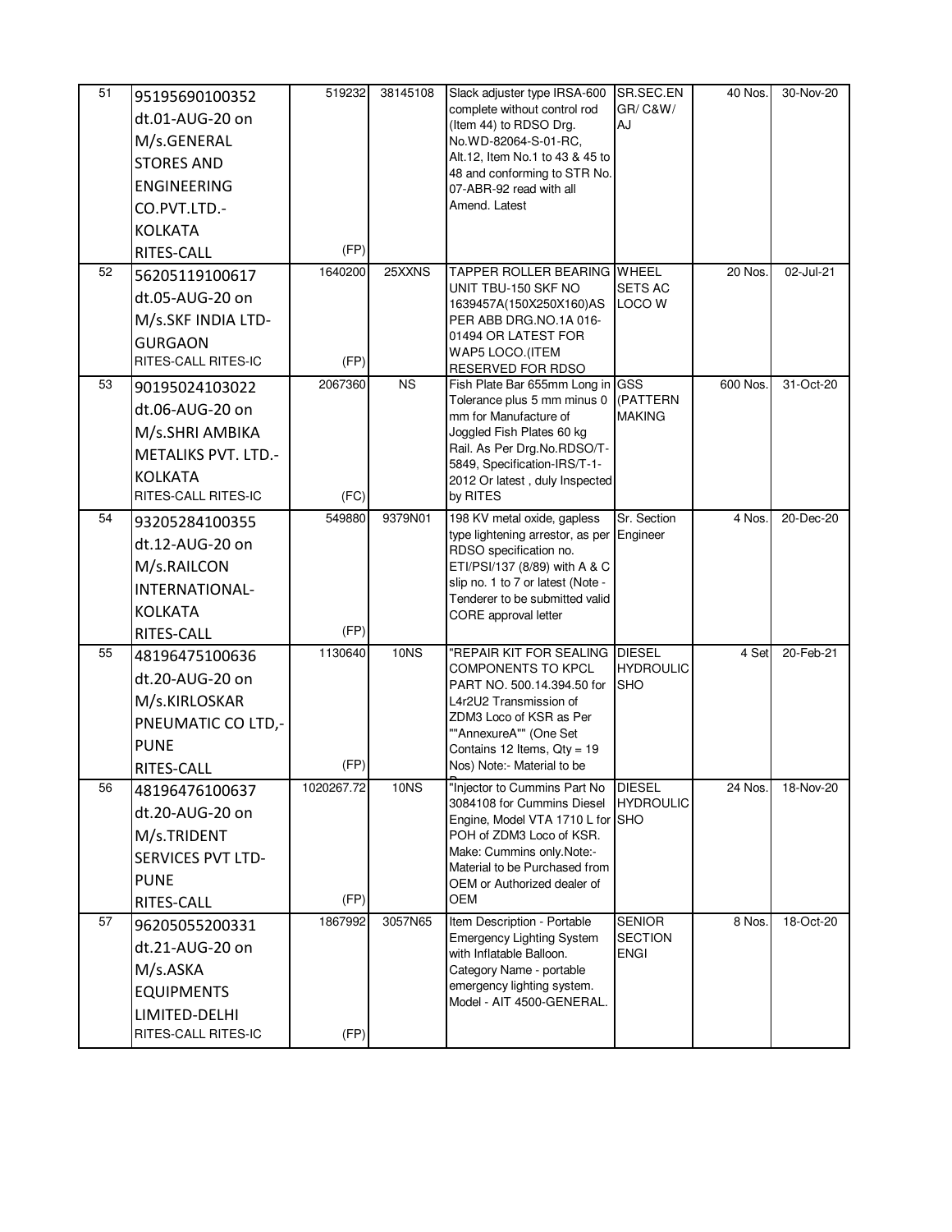| 51 | 95195690100352 dt.01-AUG-20 on M/s.GENERAL STORES AND ENGINEERING CO.PVT.LTD.-KOLKATA RITES-CALL | 519232 (FP) | 38145108 | Slack adjuster type IRSA-600 complete without control rod (Item 44) to RDSO Drg. No.WD-82064-S-01-RC, Alt.12, Item No.1 to 43 & 45 to 48 and conforming to STR No. 07-ABR-92 read with all Amend. Latest | SR.SEC.EN GR/ C&W/ AJ | 40 Nos. | 30-Nov-20 |
|---|---|---|---|---|---|---|---|
| 52 | 56205119100617 dt.05-AUG-20 on M/s.SKF INDIA LTD-GURGAON RITES-CALL RITES-IC | 1640200 (FP) | 25XXNS | TAPPER ROLLER BEARING UNIT TBU-150 SKF NO 1639457A(150X250X160)AS PER ABB DRG.NO.1A 016-01494 OR LATEST FOR WAP5 LOCO.(ITEM RESERVED FOR RDSO | WHEEL SETS AC LOCO W | 20 Nos. | 02-Jul-21 |
| 53 | 90195024103022 dt.06-AUG-20 on M/s.SHRI AMBIKA METALIKS PVT. LTD.-KOLKATA RITES-CALL RITES-IC | 2067360 (FC) | NS | Fish Plate Bar 655mm Long in Tolerance plus 5 mm minus 0 mm for Manufacture of Joggled Fish Plates 60 kg Rail. As Per Drg.No.RDSO/T-5849, Specification-IRS/T-1-2012 Or latest , duly Inspected by RITES | GSS (PATTERN MAKING | 600 Nos. | 31-Oct-20 |
| 54 | 93205284100355 dt.12-AUG-20 on M/s.RAILCON INTERNATIONAL-KOLKATA RITES-CALL | 549880 (FP) | 9379N01 | 198 KV metal oxide, gapless type lightening arrestor, as per RDSO specification no. ETI/PSI/137 (8/89) with A & C slip no. 1 to 7 or latest (Note - Tenderer to be submitted valid CORE approval letter | Sr. Section Engineer | 4 Nos. | 20-Dec-20 |
| 55 | 48196475100636 dt.20-AUG-20 on M/s.KIRLOSKAR PNEUMATIC CO LTD,-PUNE RITES-CALL | 1130640 (FP) | 10NS | "REPAIR KIT FOR SEALING COMPONENTS TO KPCL PART NO. 500.14.394.50 for L4r2U2 Transmission of ZDM3 Loco of KSR as Per ""AnnexureA"" (One Set Contains 12 Items, Qty = 19 Nos) Note:- Material to be | DIESEL HYDROULIC SHO | 4 Set | 20-Feb-21 |
| 56 | 48196476100637 dt.20-AUG-20 on M/s.TRIDENT SERVICES PVT LTD-PUNE RITES-CALL | 1020267.72 (FP) | 10NS | "Injector to Cummins Part No 3084108 for Cummins Diesel Engine, Model VTA 1710 L for POH of ZDM3 Loco of KSR. Make: Cummins only.Note:- Material to be Purchased from OEM or Authorized dealer of OEM | DIESEL HYDROULIC SHO | 24 Nos. | 18-Nov-20 |
| 57 | 96205055200331 dt.21-AUG-20 on M/s.ASKA EQUIPMENTS LIMITED-DELHI RITES-CALL RITES-IC | 1867992 (FP) | 3057N65 | Item Description - Portable Emergency Lighting System with Inflatable Balloon. Category Name - portable emergency lighting system. Model - AIT 4500-GENERAL. | SENIOR SECTION ENGI | 8 Nos. | 18-Oct-20 |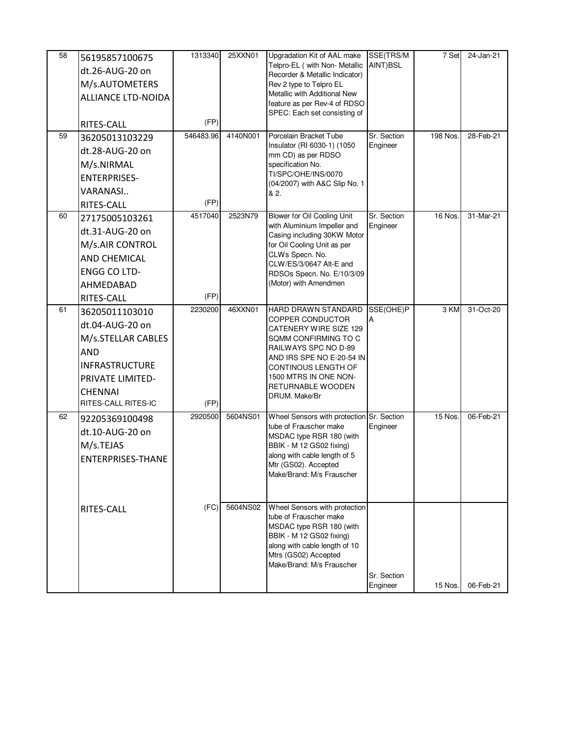| | | | | | | | |
|---|---|---|---|---|---|---|---|
| 58 | 56195857100675 dt.26-AUG-20 on M/s.AUTOMETERS ALLIANCE LTD-NOIDA RITES-CALL | 1313340 (FP) | 25XXN01 | Upgradation Kit of AAL make Telpro-EL ( with Non- Metallic Recorder & Metallic Indicator) Rev 2 type to Telpro EL Metallic with Additional New feature as per Rev-4 of RDSO SPEC: Each set consisting of | SSE(TRS/MAINT)BSL | 7 Set | 24-Jan-21 |
| 59 | 36205013103229 dt.28-AUG-20 on M/s.NIRMAL ENTERPRISES-VARANASI.. RITES-CALL | 546483.96 (FP) | 4140N001 | Porcelain Bracket Tube Insulator (RI 6030-1) (1050 mm CD) as per RDSO specification No. TI/SPC/OHE/INS/0070 (04/2007) with A&C Slip No. 1 & 2. | Sr. Section Engineer | 198 Nos. | 28-Feb-21 |
| 60 | 27175005103261 dt.31-AUG-20 on M/s.AIR CONTROL AND CHEMICAL ENGG CO LTD-AHMEDABAD RITES-CALL | 4517040 (FP) | 2523N79 | Blower for Oil Cooling Unit with Aluminium Impeller and Casing including 30KW Motor for Oil Cooling Unit as per CLWs Specn. No. CLW/ES/3/0647 Alt-E and RDSOs Specn. No. E/10/3/09 (Motor) with Amendmen | Sr. Section Engineer | 16 Nos. | 31-Mar-21 |
| 61 | 36205011103010 dt.04-AUG-20 on M/s.STELLAR CABLES AND INFRASTRUCTURE PRIVATE LIMITED-CHENNAI RITES-CALL RITES-IC | 2230200 (FP) | 46XXN01 | HARD DRAWN STANDARD COPPER CONDUCTOR CATENERY WIRE SIZE 129 SQMM CONFIRMING TO C RAILWAYS SPC NO D-89 AND IRS SPE NO E-20-54 IN CONTINOUS LENGTH OF 1500 MTRS IN ONE NON-RETURNABLE WOODEN DRUM. Make/Br | SSE(OHE)PA | 3 KM | 31-Oct-20 |
| 62 | 92205369100498 dt.10-AUG-20 on M/s.TEJAS ENTERPRISES-THANE | 2920500 | 5604NS01 | Wheel Sensors with protection tube of Frauscher make MSDAC type RSR 180 (with BBIK - M 12 GS02 fixing) along with cable length of 5 Mtr (GS02). Accepted Make/Brand: M/s Frauscher | Sr. Section Engineer | 15 Nos. | 06-Feb-21 |
| | RITES-CALL | (FC) | 5604NS02 | Wheel Sensors with protection tube of Frauscher make MSDAC type RSR 180 (with BBIK - M 12 GS02 fixing) along with cable length of 10 Mtrs (GS02) Accepted Make/Brand: M/s Frauscher | Sr. Section Engineer | 15 Nos. | 06-Feb-21 |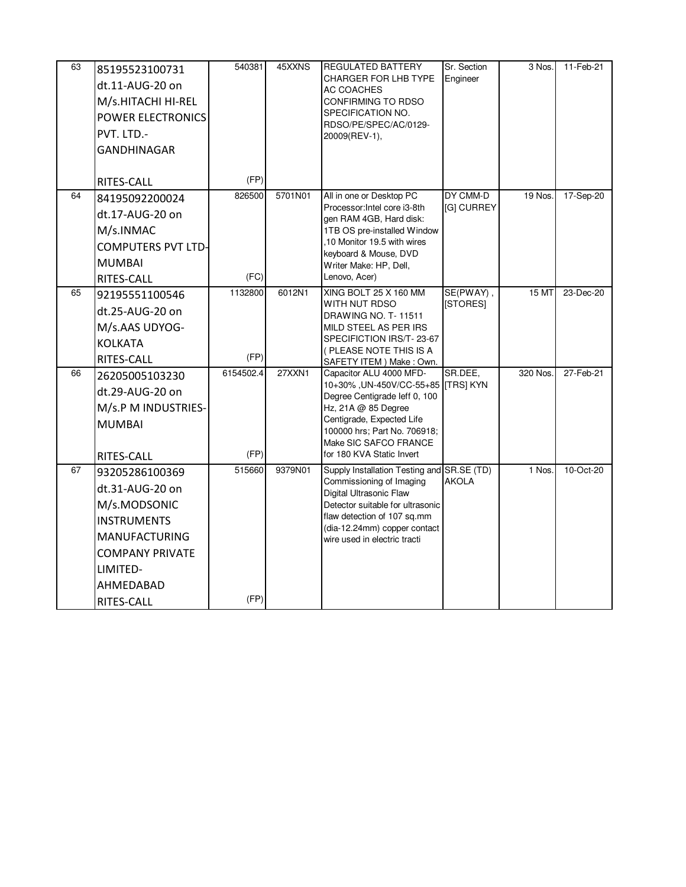| | | | | | | | |
|---|---|---|---|---|---|---|---|
| 63 | 85195523100731 dt.11-AUG-20 on M/s.HITACHI HI-REL POWER ELECTRONICS PVT. LTD.-GANDHINAGAR RITES-CALL | 540381 (FP) | 45XXNS | REGULATED BATTERY CHARGER FOR LHB TYPE AC COACHES CONFIRMING TO RDSO SPECIFICATION NO. RDSO/PE/SPEC/AC/0129-20009(REV-1), | Sr. Section Engineer | 3 Nos. | 11-Feb-21 |
| 64 | 84195092200024 dt.17-AUG-20 on M/s.INMAC COMPUTERS PVT LTD-MUMBAI RITES-CALL | 826500 (FC) | 5701N01 | All in one or Desktop PC Processor:Intel core i3-8th gen RAM 4GB, Hard disk: 1TB OS pre-installed Window ,10 Monitor 19.5 with wires keyboard & Mouse, DVD Writer Make: HP, Dell, Lenovo, Acer) | DY CMM-D [G] CURREY | 19 Nos. | 17-Sep-20 |
| 65 | 92195551100546 dt.25-AUG-20 on M/s.AAS UDYOG-KOLKATA RITES-CALL | 1132800 (FP) | 6012N1 | XING BOLT 25 X 160 MM WITH NUT RDSO DRAWING NO. T- 11511 MILD STEEL AS PER IRS SPECIFICTION IRS/T- 23-67 ( PLEASE NOTE THIS IS A SAFETY ITEM ) Make : Own. | SE(PWAY) , [STORES] | 15 MT | 23-Dec-20 |
| 66 | 26205005103230 dt.29-AUG-20 on M/s.P M INDUSTRIES-MUMBAI RITES-CALL | 6154502.4 (FP) | 27XXN1 | Capacitor ALU 4000 MFD-10+30% ,UN-450V/CC-55+85 Degree Centigrade Ieff 0, 100 Hz, 21A @ 85 Degree Centigrade, Expected Life 100000 hrs; Part No. 706918; Make SIC SAFCO FRANCE for 180 KVA Static Invert | SR.DEE, [TRS] KYN | 320 Nos. | 27-Feb-21 |
| 67 | 93205286100369 dt.31-AUG-20 on M/s.MODSONIC INSTRUMENTS MANUFACTURING COMPANY PRIVATE LIMITED-AHMEDABAD RITES-CALL | 515660 (FP) | 9379N01 | Supply Installation Testing and Commissioning of Imaging Digital Ultrasonic Flaw Detector suitable for ultrasonic flaw detection of 107 sq.mm (dia-12.24mm) copper contact wire used in electric tracti | SR.SE (TD) AKOLA | 1 Nos. | 10-Oct-20 |